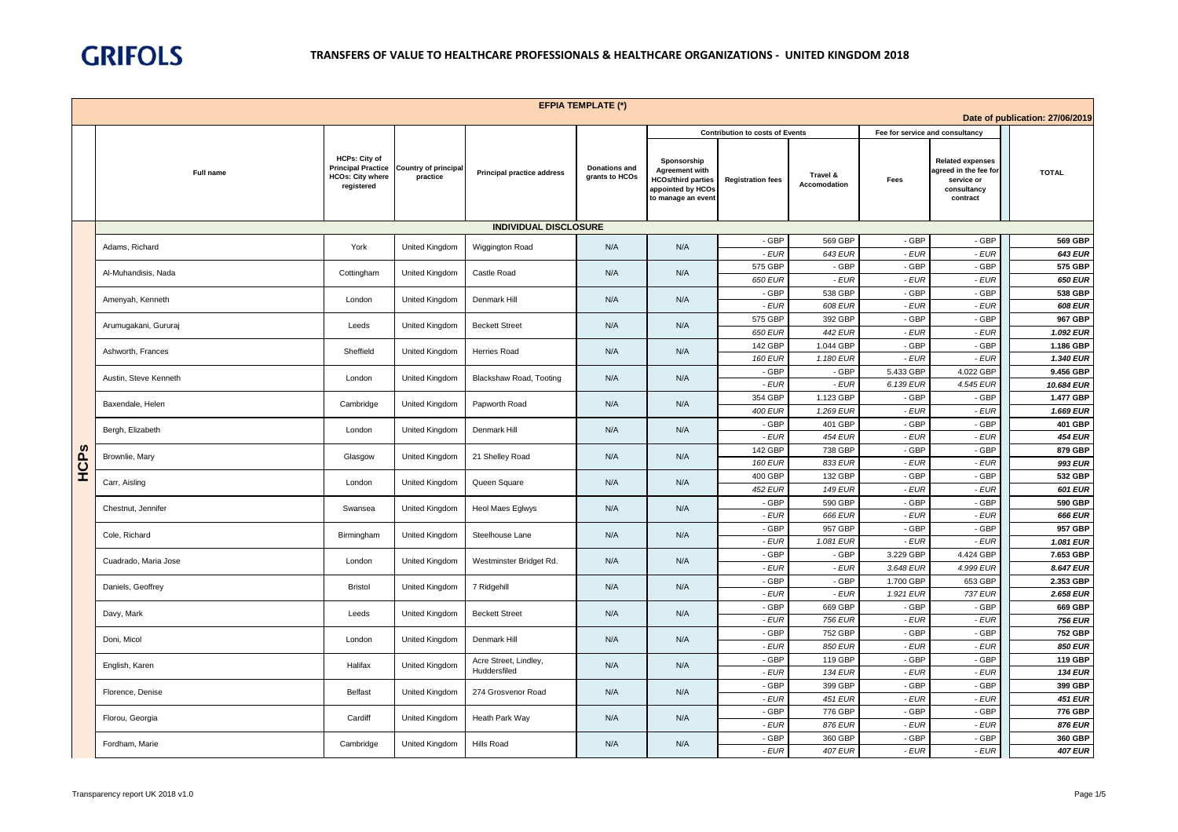GRIFOLS

# TRANSFERS OF VALUE TO HEALTHCARE PROFESSIONALS & HEALTHCARE ORGANIZATIONS - UNITED KINGDOM 2018

## EFPIA TEMPLATE (*)

Date of publication: 27/06/2019

| | Full name | HCPs: City of Principal Practice HCOs: City where registered | Country of principal practice | Principal practice address | Donations and grants to HCOs | Sponsorship Agreement with HCOs/third parties appointed by HCOs to manage an event | Contribution to costs of Events | | Fee for service and consultancy | | TOTAL |
|---|---|---|---|---|---|---|---|---|---|---|---|
| | | | | | | | Registration fees | Travel & Accomodation | Fees | Related expenses agreed in the fee for service or consultancy contract | |
| | **INDIVIDUAL DISCLOSURE** | | | | | | | | | | |
| HCPs | Adams, Richard | York | United Kingdom | Wiggington Road | N/A | N/A | - GBP | 569 GBP | - GBP | - GBP | **569 GBP** |
| | | | | | | | *- EUR* | *643 EUR* | *- EUR* | *- EUR* | ***643 EUR*** |
| | Al-Muhandisis, Nada | Cottingham | United Kingdom | Castle Road | N/A | N/A | 575 GBP | - GBP | - GBP | - GBP | **575 GBP** |
| | | | | | | | *650 EUR* | *- EUR* | *- EUR* | *- EUR* | ***650 EUR*** |
| | Amenyah, Kenneth | London | United Kingdom | Denmark Hill | N/A | N/A | - GBP | 538 GBP | - GBP | - GBP | **538 GBP** |
| | | | | | | | *- EUR* | *608 EUR* | *- EUR* | *- EUR* | ***608 EUR*** |
| | Arumugakani, Gururaj | Leeds | United Kingdom | Beckett Street | N/A | N/A | 575 GBP | 392 GBP | - GBP | - GBP | **967 GBP** |
| | | | | | | | *650 EUR* | *442 EUR* | *- EUR* | *- EUR* | ***1.092 EUR*** |
| | Ashworth, Frances | Sheffield | United Kingdom | Herries Road | N/A | N/A | 142 GBP | 1.044 GBP | - GBP | - GBP | **1.186 GBP** |
| | | | | | | | *160 EUR* | *1.180 EUR* | *- EUR* | *- EUR* | ***1.340 EUR*** |
| | Austin, Steve Kenneth | London | United Kingdom | Blackshaw Road, Tooting | N/A | N/A | - GBP | - GBP | 5.433 GBP | 4.022 GBP | **9.456 GBP** |
| | | | | | | | *- EUR* | *- EUR* | *6.139 EUR* | *4.545 EUR* | ***10.684 EUR*** |
| | Baxendale, Helen | Cambridge | United Kingdom | Papworth Road | N/A | N/A | 354 GBP | 1.123 GBP | - GBP | - GBP | **1.477 GBP** |
| | | | | | | | *400 EUR* | *1.269 EUR* | *- EUR* | *- EUR* | ***1.669 EUR*** |
| | Bergh, Elizabeth | London | United Kingdom | Denmark Hill | N/A | N/A | - GBP | 401 GBP | - GBP | - GBP | **401 GBP** |
| | | | | | | | *- EUR* | *454 EUR* | *- EUR* | *- EUR* | ***454 EUR*** |
| | Brownlie, Mary | Glasgow | United Kingdom | 21 Shelley Road | N/A | N/A | 142 GBP | 738 GBP | - GBP | - GBP | **879 GBP** |
| | | | | | | | *160 EUR* | *833 EUR* | *- EUR* | *- EUR* | ***993 EUR*** |
| | Carr, Aisling | London | United Kingdom | Queen Square | N/A | N/A | 400 GBP | 132 GBP | - GBP | - GBP | **532 GBP** |
| | | | | | | | *452 EUR* | *149 EUR* | *- EUR* | *- EUR* | ***601 EUR*** |
| | Chestnut, Jennifer | Swansea | United Kingdom | Heol Maes Eglwys | N/A | N/A | - GBP | 590 GBP | - GBP | - GBP | **590 GBP** |
| | | | | | | | *- EUR* | *666 EUR* | *- EUR* | *- EUR* | ***666 EUR*** |
| | Cole, Richard | Birmingham | United Kingdom | Steelhouse Lane | N/A | N/A | - GBP | 957 GBP | - GBP | - GBP | **957 GBP** |
| | | | | | | | *- EUR* | *1.081 EUR* | *- EUR* | *- EUR* | ***1.081 EUR*** |
| | Cuadrado, Maria Jose | London | United Kingdom | Westminster Bridget Rd. | N/A | N/A | - GBP | - GBP | 3.229 GBP | 4.424 GBP | **7.653 GBP** |
| | | | | | | | *- EUR* | *- EUR* | *3.648 EUR* | *4.999 EUR* | ***8.647 EUR*** |
| | Daniels, Geoffrey | Bristol | United Kingdom | 7 Ridgehill | N/A | N/A | - GBP | - GBP | 1.700 GBP | 653 GBP | **2.353 GBP** |
| | | | | | | | *- EUR* | *- EUR* | *1.921 EUR* | *737 EUR* | ***2.658 EUR*** |
| | Davy, Mark | Leeds | United Kingdom | Beckett Street | N/A | N/A | - GBP | 669 GBP | - GBP | - GBP | **669 GBP** |
| | | | | | | | *- EUR* | *756 EUR* | *- EUR* | *- EUR* | ***756 EUR*** |
| | Doni, Micol | London | United Kingdom | Denmark Hill | N/A | N/A | - GBP | 752 GBP | - GBP | - GBP | **752 GBP** |
| | | | | | | | *- EUR* | *850 EUR* | *- EUR* | *- EUR* | ***850 EUR*** |
| | English, Karen | Halifax | United Kingdom | Acre Street, Lindley, Huddersfiled | N/A | N/A | - GBP | 119 GBP | - GBP | - GBP | **119 GBP** |
| | | | | | | | *- EUR* | *134 EUR* | *- EUR* | *- EUR* | ***134 EUR*** |
| | Florence, Denise | Belfast | United Kingdom | 274 Grosvenor Road | N/A | N/A | - GBP | 399 GBP | - GBP | - GBP | **399 GBP** |
| | | | | | | | *- EUR* | *451 EUR* | *- EUR* | *- EUR* | ***451 EUR*** |
| | Florou, Georgia | Cardiff | United Kingdom | Heath Park Way | N/A | N/A | - GBP | 776 GBP | - GBP | - GBP | **776 GBP** |
| | | | | | | | *- EUR* | *876 EUR* | *- EUR* | *- EUR* | ***876 EUR*** |
| | Fordham, Marie | Cambridge | United Kingdom | Hills Road | N/A | N/A | - GBP | 360 GBP | - GBP | - GBP | **360 GBP** |
| | | | | | | | *- EUR* | *407 EUR* | *- EUR* | *- EUR* | ***407 EUR*** |

Transparency report UK 2018 v1.0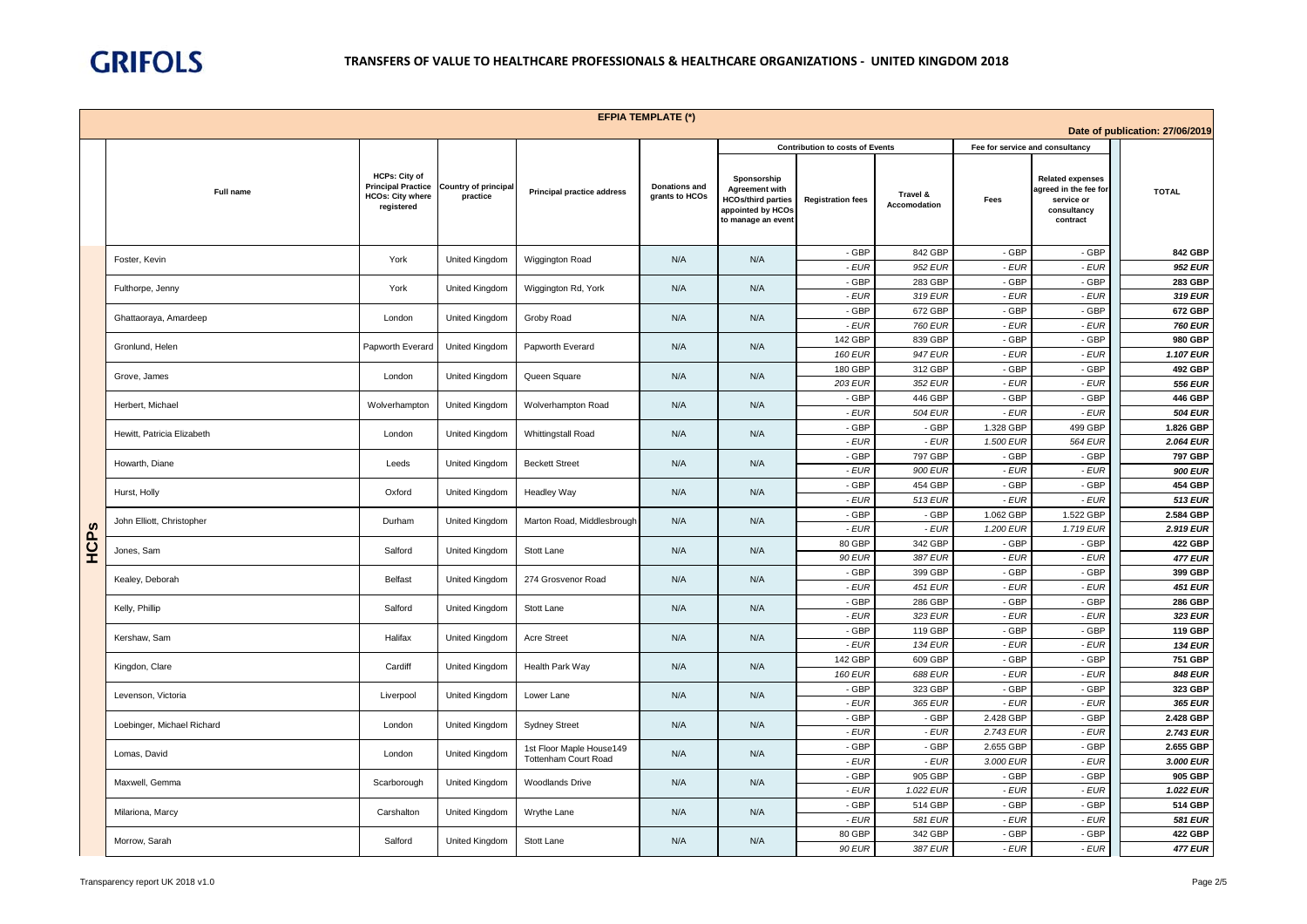# GRIFOLS

## TRANSFERS OF VALUE TO HEALTHCARE PROFESSIONALS & HEALTHCARE ORGANIZATIONS - UNITED KINGDOM 2018

**EFPIA TEMPLATE (*)**

Date of publication: 27/06/2019

| | Full name | HCPs: City of Principal Practice HCOs: City where registered | Country of principal practice | Principal practice address | Donations and grants to HCOs | Sponsorship Agreement with HCOs/third parties appointed by HCOs to manage an event | Contribution to costs of Events | | Fee for service and consultancy | | TOTAL |
|---|---|---|---|---|---|---|---|---|---|---|---|
| | | | | | | | Registration fees | Travel & Accomodation | Fees | Related expenses agreed in the fee for service or consultancy contract | |
| HCPs | Foster, Kevin | York | United Kingdom | Wiggington Road | N/A | N/A | - GBP | 842 GBP | - GBP | - GBP | **842 GBP** |
| | | | | | | | *- EUR* | *952 EUR* | *- EUR* | *- EUR* | ***952 EUR*** |
| | Fulthorpe, Jenny | York | United Kingdom | Wiggington Rd, York | N/A | N/A | - GBP | 283 GBP | - GBP | - GBP | **283 GBP** |
| | | | | | | | *- EUR* | *319 EUR* | *- EUR* | *- EUR* | ***319 EUR*** |
| | Ghattaoraya, Amardeep | London | United Kingdom | Groby Road | N/A | N/A | - GBP | 672 GBP | - GBP | - GBP | **672 GBP** |
| | | | | | | | *- EUR* | *760 EUR* | *- EUR* | *- EUR* | ***760 EUR*** |
| | Gronlund, Helen | Papworth Everard | United Kingdom | Papworth Everard | N/A | N/A | 142 GBP | 839 GBP | - GBP | - GBP | **980 GBP** |
| | | | | | | | *160 EUR* | *947 EUR* | *- EUR* | *- EUR* | ***1.107 EUR*** |
| | Grove, James | London | United Kingdom | Queen Square | N/A | N/A | 180 GBP | 312 GBP | - GBP | - GBP | **492 GBP** |
| | | | | | | | *203 EUR* | *352 EUR* | *- EUR* | *- EUR* | ***556 EUR*** |
| | Herbert, Michael | Wolverhampton | United Kingdom | Wolverhampton Road | N/A | N/A | - GBP | 446 GBP | - GBP | - GBP | **446 GBP** |
| | | | | | | | *- EUR* | *504 EUR* | *- EUR* | *- EUR* | ***504 EUR*** |
| | Hewitt, Patricia Elizabeth | London | United Kingdom | Whittingstall Road | N/A | N/A | - GBP | - GBP | 1.328 GBP | 499 GBP | **1.826 GBP** |
| | | | | | | | *- EUR* | *- EUR* | *1.500 EUR* | *564 EUR* | ***2.064 EUR*** |
| | Howarth, Diane | Leeds | United Kingdom | Beckett Street | N/A | N/A | - GBP | 797 GBP | - GBP | - GBP | **797 GBP** |
| | | | | | | | *- EUR* | *900 EUR* | *- EUR* | *- EUR* | ***900 EUR*** |
| | Hurst, Holly | Oxford | United Kingdom | Headley Way | N/A | N/A | - GBP | 454 GBP | - GBP | - GBP | **454 GBP** |
| | | | | | | | *- EUR* | *513 EUR* | *- EUR* | *- EUR* | ***513 EUR*** |
| | John Elliott, Christopher | Durham | United Kingdom | Marton Road, Middlesbrough | N/A | N/A | - GBP | - GBP | 1.062 GBP | 1.522 GBP | **2.584 GBP** |
| | | | | | | | *- EUR* | *- EUR* | *1.200 EUR* | *1.719 EUR* | ***2.919 EUR*** |
| | Jones, Sam | Salford | United Kingdom | Stott Lane | N/A | N/A | 80 GBP | 342 GBP | - GBP | - GBP | **422 GBP** |
| | | | | | | | *90 EUR* | *387 EUR* | *- EUR* | *- EUR* | ***477 EUR*** |
| | Kealey, Deborah | Belfast | United Kingdom | 274 Grosvenor Road | N/A | N/A | - GBP | 399 GBP | - GBP | - GBP | **399 GBP** |
| | | | | | | | *- EUR* | *451 EUR* | *- EUR* | *- EUR* | ***451 EUR*** |
| | Kelly, Phillip | Salford | United Kingdom | Stott Lane | N/A | N/A | - GBP | 286 GBP | - GBP | - GBP | **286 GBP** |
| | | | | | | | *- EUR* | *323 EUR* | *- EUR* | *- EUR* | ***323 EUR*** |
| | Kershaw, Sam | Halifax | United Kingdom | Acre Street | N/A | N/A | - GBP | 119 GBP | - GBP | - GBP | **119 GBP** |
| | | | | | | | *- EUR* | *134 EUR* | *- EUR* | *- EUR* | ***134 EUR*** |
| | Kingdon, Clare | Cardiff | United Kingdom | Health Park Way | N/A | N/A | 142 GBP | 609 GBP | - GBP | - GBP | **751 GBP** |
| | | | | | | | *160 EUR* | *688 EUR* | *- EUR* | *- EUR* | ***848 EUR*** |
| | Levenson, Victoria | Liverpool | United Kingdom | Lower Lane | N/A | N/A | - GBP | 323 GBP | - GBP | - GBP | **323 GBP** |
| | | | | | | | *- EUR* | *365 EUR* | *- EUR* | *- EUR* | ***365 EUR*** |
| | Loebinger, Michael Richard | London | United Kingdom | Sydney Street | N/A | N/A | - GBP | - GBP | 2.428 GBP | - GBP | **2.428 GBP** |
| | | | | | | | *- EUR* | *- EUR* | *2.743 EUR* | *- EUR* | ***2.743 EUR*** |
| | Lomas, David | London | United Kingdom | 1st Floor Maple House149 Tottenham Court Road | N/A | N/A | - GBP | - GBP | 2.655 GBP | - GBP | **2.655 GBP** |
| | | | | | | | *- EUR* | *- EUR* | *3.000 EUR* | *- EUR* | ***3.000 EUR*** |
| | Maxwell, Gemma | Scarborough | United Kingdom | Woodlands Drive | N/A | N/A | - GBP | 905 GBP | - GBP | - GBP | **905 GBP** |
| | | | | | | | *- EUR* | *1.022 EUR* | *- EUR* | *- EUR* | ***1.022 EUR*** |
| | Milariona, Marcy | Carshalton | United Kingdom | Wrythe Lane | N/A | N/A | - GBP | 514 GBP | - GBP | - GBP | **514 GBP** |
| | | | | | | | *- EUR* | *581 EUR* | *- EUR* | *- EUR* | ***581 EUR*** |
| | Morrow, Sarah | Salford | United Kingdom | Stott Lane | N/A | N/A | 80 GBP | 342 GBP | - GBP | - GBP | **422 GBP** |
| | | | | | | | *90 EUR* | *387 EUR* | *- EUR* | *- EUR* | ***477 EUR*** |

Transparency report UK 2018 v1.0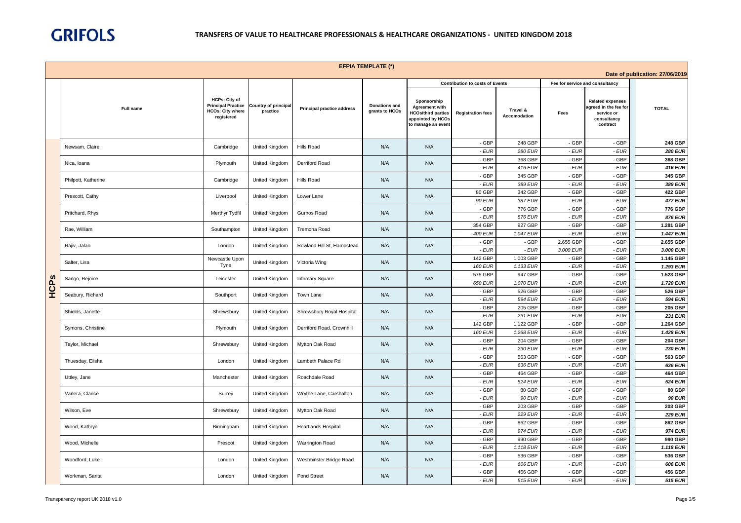**GRIFOLS**

# TRANSFERS OF VALUE TO HEALTHCARE PROFESSIONALS & HEALTHCARE ORGANIZATIONS - UNITED KINGDOM 2018

**EFPIA TEMPLATE (*)**

Date of publication: 27/06/2019

| | Full name | HCPs: City of Principal Practice HCOs: City where registered | Country of principal practice | Principal practice address | Donations and grants to HCOs | Sponsorship Agreement with HCOs/third parties appointed by HCOs to manage an event | Contribution to costs of Events | | Fee for service and consultancy | | TOTAL |
|---|---|---|---|---|---|---|---|---|---|---|---|
| | | | | | | | Registration fees | Travel & Accomodation | Fees | Related expenses agreed in the fee for service or consultancy contract | |
| HCPs | Newsam, Claire | Cambridge | United Kingdom | Hills Road | N/A | N/A | - GBP | 248 GBP | - GBP | - GBP | **248 GBP** |
| | | | | | | | *- EUR* | *280 EUR* | *- EUR* | *- EUR* | ***280 EUR*** |
| | Nica, Ioana | Plymouth | United Kingdom | Derriford Road | N/A | N/A | - GBP | 368 GBP | - GBP | - GBP | **368 GBP** |
| | | | | | | | *- EUR* | *416 EUR* | *- EUR* | *- EUR* | ***416 EUR*** |
| | Philpott, Katherine | Cambridge | United Kingdom | Hills Road | N/A | N/A | - GBP | 345 GBP | - GBP | - GBP | **345 GBP** |
| | | | | | | | *- EUR* | *389 EUR* | *- EUR* | *- EUR* | ***389 EUR*** |
| | Prescott, Cathy | Liverpool | United Kingdom | Lower Lane | N/A | N/A | 80 GBP | 342 GBP | - GBP | - GBP | **422 GBP** |
| | | | | | | | *90 EUR* | *387 EUR* | *- EUR* | *- EUR* | ***477 EUR*** |
| | Pritchard, Rhys | Merthyr Tydfil | United Kingdom | Gurnos Road | N/A | N/A | - GBP | 776 GBP | - GBP | - GBP | **776 GBP** |
| | | | | | | | *- EUR* | *876 EUR* | *- EUR* | *- EUR* | ***876 EUR*** |
| | Rae, William | Southampton | United Kingdom | Tremona Road | N/A | N/A | 354 GBP | 927 GBP | - GBP | - GBP | **1.281 GBP** |
| | | | | | | | *400 EUR* | *1.047 EUR* | *- EUR* | *- EUR* | ***1.447 EUR*** |
| | Rajiv, Jalan | London | United Kingdom | Rowland Hill St, Hampstead | N/A | N/A | - GBP | - GBP | 2.655 GBP | - GBP | **2.655 GBP** |
| | | | | | | | *- EUR* | *- EUR* | *3.000 EUR* | *- EUR* | ***3.000 EUR*** |
| | Salter, Lisa | Newcastle Upon Tyne | United Kingdom | Victoria Wing | N/A | N/A | 142 GBP | 1.003 GBP | - GBP | - GBP | **1.145 GBP** |
| | | | | | | | *160 EUR* | *1.133 EUR* | *- EUR* | *- EUR* | ***1.293 EUR*** |
| | Sango, Rejoice | Leicester | United Kingdom | Infirmary Square | N/A | N/A | 575 GBP | 947 GBP | - GBP | - GBP | **1.523 GBP** |
| | | | | | | | *650 EUR* | *1.070 EUR* | *- EUR* | *- EUR* | ***1.720 EUR*** |
| | Seabury, Richard | Southport | United Kingdom | Town Lane | N/A | N/A | - GBP | 526 GBP | - GBP | - GBP | **526 GBP** |
| | | | | | | | *- EUR* | *594 EUR* | *- EUR* | *- EUR* | ***594 EUR*** |
| | Shields, Janette | Shrewsbury | United Kingdom | Shrewsbury Royal Hospital | N/A | N/A | - GBP | 205 GBP | - GBP | - GBP | **205 GBP** |
| | | | | | | | *- EUR* | *231 EUR* | *- EUR* | *- EUR* | ***231 EUR*** |
| | Symons, Christine | Plymouth | United Kingdom | Derriford Road, Crownhill | N/A | N/A | 142 GBP | 1.122 GBP | - GBP | - GBP | **1.264 GBP** |
| | | | | | | | *160 EUR* | *1.268 EUR* | *- EUR* | *- EUR* | ***1.428 EUR*** |
| | Taylor, Michael | Shrewsbury | United Kingdom | Mytton Oak Road | N/A | N/A | - GBP | 204 GBP | - GBP | - GBP | **204 GBP** |
| | | | | | | | *- EUR* | *230 EUR* | *- EUR* | *- EUR* | ***230 EUR*** |
| | Thuesday, Elisha | London | United Kingdom | Lambeth Palace Rd | N/A | N/A | - GBP | 563 GBP | - GBP | - GBP | **563 GBP** |
| | | | | | | | *- EUR* | *636 EUR* | *- EUR* | *- EUR* | ***636 EUR*** |
| | Uttley, Jane | Manchester | United Kingdom | Roachdale Road | N/A | N/A | - GBP | 464 GBP | - GBP | - GBP | **464 GBP** |
| | | | | | | | *- EUR* | *524 EUR* | *- EUR* | *- EUR* | ***524 EUR*** |
| | Varlera, Clarice | Surrey | United Kingdom | Wrythe Lane, Carshalton | N/A | N/A | - GBP | 80 GBP | - GBP | - GBP | **80 GBP** |
| | | | | | | | *- EUR* | *90 EUR* | *- EUR* | *- EUR* | ***90 EUR*** |
| | Wilson, Eve | Shrewsbury | United Kingdom | Mytton Oak Road | N/A | N/A | - GBP | 203 GBP | - GBP | - GBP | **203 GBP** |
| | | | | | | | *- EUR* | *229 EUR* | *- EUR* | *- EUR* | ***229 EUR*** |
| | Wood, Kathryn | Birmingham | United Kingdom | Heartlands Hospital | N/A | N/A | - GBP | 862 GBP | - GBP | - GBP | **862 GBP** |
| | | | | | | | *- EUR* | *974 EUR* | *- EUR* | *- EUR* | ***974 EUR*** |
| | Wood, Michelle | Prescot | United Kingdom | Warrington Road | N/A | N/A | - GBP | 990 GBP | - GBP | - GBP | **990 GBP** |
| | | | | | | | *- EUR* | *1.118 EUR* | *- EUR* | *- EUR* | ***1.118 EUR*** |
| | Woodford, Luke | London | United Kingdom | Westminster Bridge Road | N/A | N/A | - GBP | 536 GBP | - GBP | - GBP | **536 GBP** |
| | | | | | | | *- EUR* | *606 EUR* | *- EUR* | *- EUR* | ***606 EUR*** |
| | Workman, Sarita | London | United Kingdom | Pond Street | N/A | N/A | - GBP | 456 GBP | - GBP | - GBP | **456 GBP** |
| | | | | | | | *- EUR* | *515 EUR* | *- EUR* | *- EUR* | ***515 EUR*** |

Transparency report UK 2018 v1.0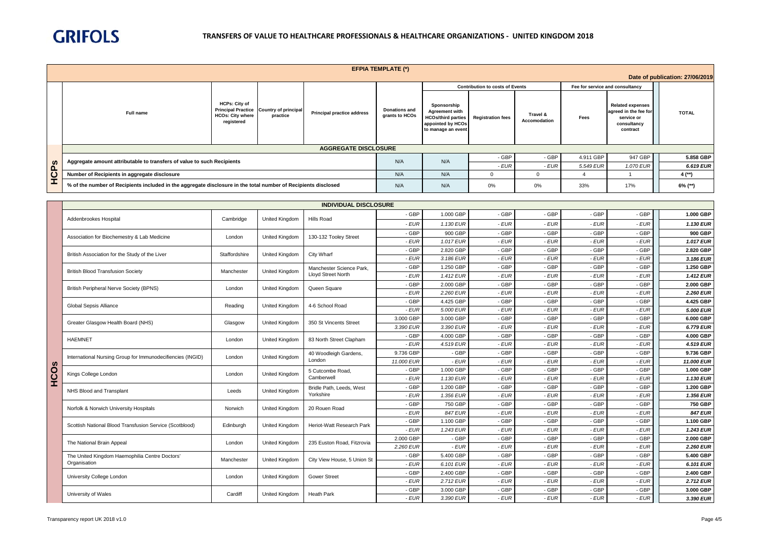GRIFOLS

# TRANSFERS OF VALUE TO HEALTHCARE PROFESSIONALS & HEALTHCARE ORGANIZATIONS - UNITED KINGDOM 2018

**EFPIA TEMPLATE (*)**

Date of publication: 27/06/2019

| | Full name | HCPs: City of Principal Practice HCOs: City where registered | Country of principal practice | Principal practice address | Donations and grants to HCOs | Contribution to costs of Events | | | Fee for service and consultancy | | TOTAL |
|---|---|---|---|---|---|---|---|---|---|---|---|
| | | | | | | Sponsorship Agreement with HCOs/third parties appointed by HCOs to manage an event | Registration fees | Travel & Accomodation | Fees | Related expenses agreed in the fee for service or consultancy contract | |
| | **AGGREGATE DISCLOSURE** | | | | | | | | | | |
| HCPs | Aggregate amount attributable to transfers of value to such Recipients | | | | N/A | N/A | - GBP | - GBP | 4.911 GBP | 947 GBP | **5.858 GBP** |
| | | | | | | | *- EUR* | *- EUR* | *5.549 EUR* | *1.070 EUR* | ***6.619 EUR*** |
| | Number of Recipients in aggregate disclosure | | | | N/A | N/A | 0 | 0 | 4 | 1 | **4 (**)** |
| | % of the number of Recipients included in the aggregate disclosure in the total number of Recipients disclosed | | | | N/A | N/A | 0% | 0% | 33% | 17% | **6% (**)** |

| | **INDIVIDUAL DISCLOSURE** | | | | | | | | | | |
|---|---|---|---|---|---|---|---|---|---|---|---|
| HCOs | Addenbrookes Hospital | Cambridge | United Kingdom | Hills Road | - GBP | 1.000 GBP | - GBP | - GBP | - GBP | - GBP | **1.000 GBP** |
| | | | | | *- EUR* | *1.130 EUR* | *- EUR* | *- EUR* | *- EUR* | *- EUR* | ***1.130 EUR*** |
| | Association for Biochemestry & Lab Medicine | London | United Kingdom | 130-132 Tooley Street | - GBP | 900 GBP | - GBP | - GBP | - GBP | - GBP | **900 GBP** |
| | | | | | *- EUR* | *1.017 EUR* | *- EUR* | *- EUR* | *- EUR* | *- EUR* | ***1.017 EUR*** |
| | British Association for the Study of the Liver | Staffordshire | United Kingdom | City Wharf | - GBP | 2.820 GBP | - GBP | - GBP | - GBP | - GBP | **2.820 GBP** |
| | | | | | *- EUR* | *3.186 EUR* | *- EUR* | *- EUR* | *- EUR* | *- EUR* | ***3.186 EUR*** |
| | British Blood Transfusion Society | Manchester | United Kingdom | Manchester Science Park, Lloyd Street North | - GBP | 1.250 GBP | - GBP | - GBP | - GBP | - GBP | **1.250 GBP** |
| | | | | | *- EUR* | *1.412 EUR* | *- EUR* | *- EUR* | *- EUR* | *- EUR* | ***1.412 EUR*** |
| | British Peripheral Nerve Society (BPNS) | London | United Kingdom | Queen Square | - GBP | 2.000 GBP | - GBP | - GBP | - GBP | - GBP | **2.000 GBP** |
| | | | | | *- EUR* | *2.260 EUR* | *- EUR* | *- EUR* | *- EUR* | *- EUR* | ***2.260 EUR*** |
| | Global Sepsis Alliance | Reading | United Kingdom | 4-6 School Road | - GBP | 4.425 GBP | - GBP | - GBP | - GBP | - GBP | **4.425 GBP** |
| | | | | | *- EUR* | *5.000 EUR* | *- EUR* | *- EUR* | *- EUR* | *- EUR* | ***5.000 EUR*** |
| | Greater Glasgow Health Board (NHS) | Glasgow | United Kingdom | 350 St Vincents Street | 3.000 GBP | 3.000 GBP | - GBP | - GBP | - GBP | - GBP | **6.000 GBP** |
| | | | | | *3.390 EUR* | *3.390 EUR* | *- EUR* | *- EUR* | *- EUR* | *- EUR* | ***6.779 EUR*** |
| | HAEMNET | London | United Kingdom | 83 North Street Clapham | - GBP | 4.000 GBP | - GBP | - GBP | - GBP | - GBP | **4.000 GBP** |
| | | | | | *- EUR* | *4.519 EUR* | *- EUR* | *- EUR* | *- EUR* | *- EUR* | ***4.519 EUR*** |
| | International Nursing Group for Immunodecifiencies (INGID) | London | United Kingdom | 40 Woodleigh Gardens, London | 9.736 GBP | - GBP | - GBP | - GBP | - GBP | - GBP | **9.736 GBP** |
| | | | | | *11.000 EUR* | *- EUR* | *- EUR* | *- EUR* | *- EUR* | *- EUR* | ***11.000 EUR*** |
| | Kings College London | London | United Kingdom | 5 Cutcombe Road, Camberwell | - GBP | 1.000 GBP | - GBP | - GBP | - GBP | - GBP | **1.000 GBP** |
| | | | | | *- EUR* | *1.130 EUR* | *- EUR* | *- EUR* | *- EUR* | *- EUR* | ***1.130 EUR*** |
| | NHS Blood and Transplant | Leeds | United Kingdom | Bridle Path, Leeds, West Yorkshire | - GBP | 1.200 GBP | - GBP | - GBP | - GBP | - GBP | **1.200 GBP** |
| | | | | | *- EUR* | *1.356 EUR* | *- EUR* | *- EUR* | *- EUR* | *- EUR* | ***1.356 EUR*** |
| | Norfolk & Norwich University Hospitals | Norwich | United Kingdom | 20 Rouen Road | - GBP | 750 GBP | - GBP | - GBP | - GBP | - GBP | **750 GBP** |
| | | | | | *- EUR* | *847 EUR* | *- EUR* | *- EUR* | *- EUR* | *- EUR* | ***847 EUR*** |
| | Scottish National Blood Transfusion Service (Scotblood) | Edinburgh | United Kingdom | Heriot-Watt Research Park | - GBP | 1.100 GBP | - GBP | - GBP | - GBP | - GBP | **1.100 GBP** |
| | | | | | *- EUR* | *1.243 EUR* | *- EUR* | *- EUR* | *- EUR* | *- EUR* | ***1.243 EUR*** |
| | The National Brain Appeal | London | United Kingdom | 235 Euston Road, Fitzrovia | 2.000 GBP | - GBP | - GBP | - GBP | - GBP | - GBP | **2.000 GBP** |
| | | | | | *2.260 EUR* | *- EUR* | *- EUR* | *- EUR* | *- EUR* | *- EUR* | ***2.260 EUR*** |
| | The United Kingdom Haemophilia Centre Doctors' Organisation | Manchester | United Kingdom | City View House, 5 Union St | - GBP | 5.400 GBP | - GBP | - GBP | - GBP | - GBP | **5.400 GBP** |
| | | | | | *- EUR* | *6.101 EUR* | *- EUR* | *- EUR* | *- EUR* | *- EUR* | ***6.101 EUR*** |
| | University College London | London | United Kingdom | Gower Street | - GBP | 2.400 GBP | - GBP | - GBP | - GBP | - GBP | **2.400 GBP** |
| | | | | | *- EUR* | *2.712 EUR* | *- EUR* | *- EUR* | *- EUR* | *- EUR* | ***2.712 EUR*** |
| | University of Wales | Cardiff | United Kingdom | Heath Park | - GBP | 3.000 GBP | - GBP | - GBP | - GBP | - GBP | **3.000 GBP** |
| | | | | | *- EUR* | *3.390 EUR* | *- EUR* | *- EUR* | *- EUR* | *- EUR* | ***3.390 EUR*** |

Transparency report UK 2018 v1.0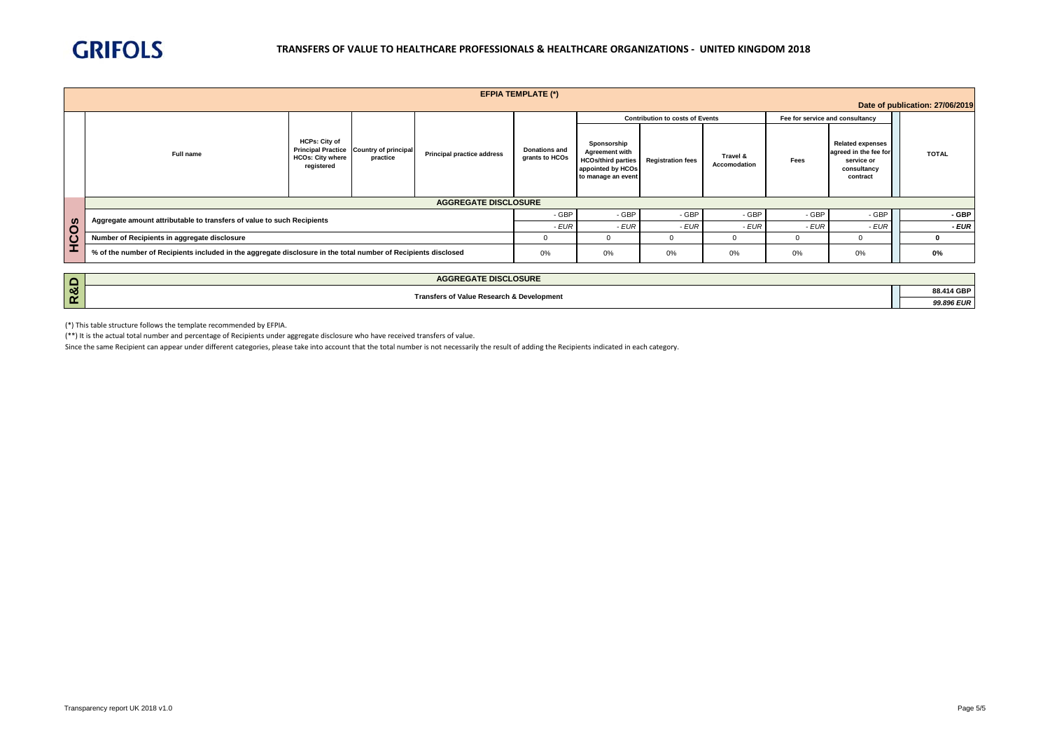GRIFOLS

# TRANSFERS OF VALUE TO HEALTHCARE PROFESSIONALS & HEALTHCARE ORGANIZATIONS - UNITED KINGDOM 2018

**EFPIA TEMPLATE (*)**

Date of publication: 27/06/2019

| | Full name | HCPs: City of Principal Practice HCOs: City where registered | Country of principal practice | Principal practice address | Donations and grants to HCOs | Contribution to costs of Events | | | Fee for service and consultancy | | TOTAL |
|---|---|---|---|---|---|---|---|---|---|---|---|
| | | | | | | Sponsorship Agreement with HCOs/third parties appointed by HCOs to manage an event | Registration fees | Travel & Accomodation | Fees | Related expenses agreed in the fee for service or consultancy contract | |
| | **AGGREGATE DISCLOSURE** | | | | | | | | | | |
| HCOs | Aggregate amount attributable to transfers of value to such Recipients | | | | - GBP | - GBP | - GBP | - GBP | - GBP | - GBP | **- GBP** |
| | | | | | *- EUR* | *- EUR* | *- EUR* | *- EUR* | *- EUR* | *- EUR* | ***- EUR*** |
| | Number of Recipients in aggregate disclosure | | | | 0 | 0 | 0 | 0 | 0 | 0 | **0** |
| | % of the number of Recipients included in the aggregate disclosure in the total number of Recipients disclosed | | | | 0% | 0% | 0% | 0% | 0% | 0% | **0%** |

| | | |
|---|---|---|
| R&D | **AGGREGATE DISCLOSURE** | |
| | Transfers of Value Research & Development | **88.414 GBP** |
| | | ***99.896 EUR*** |

(*) This table structure follows the template recommended by EFPIA.

(**) It is the actual total number and percentage of Recipients under aggregate disclosure who have received transfers of value.

Since the same Recipient can appear under different categories, please take into account that the total number is not necessarily the result of adding the Recipients indicated in each category.

Transparency report UK 2018 v1.0